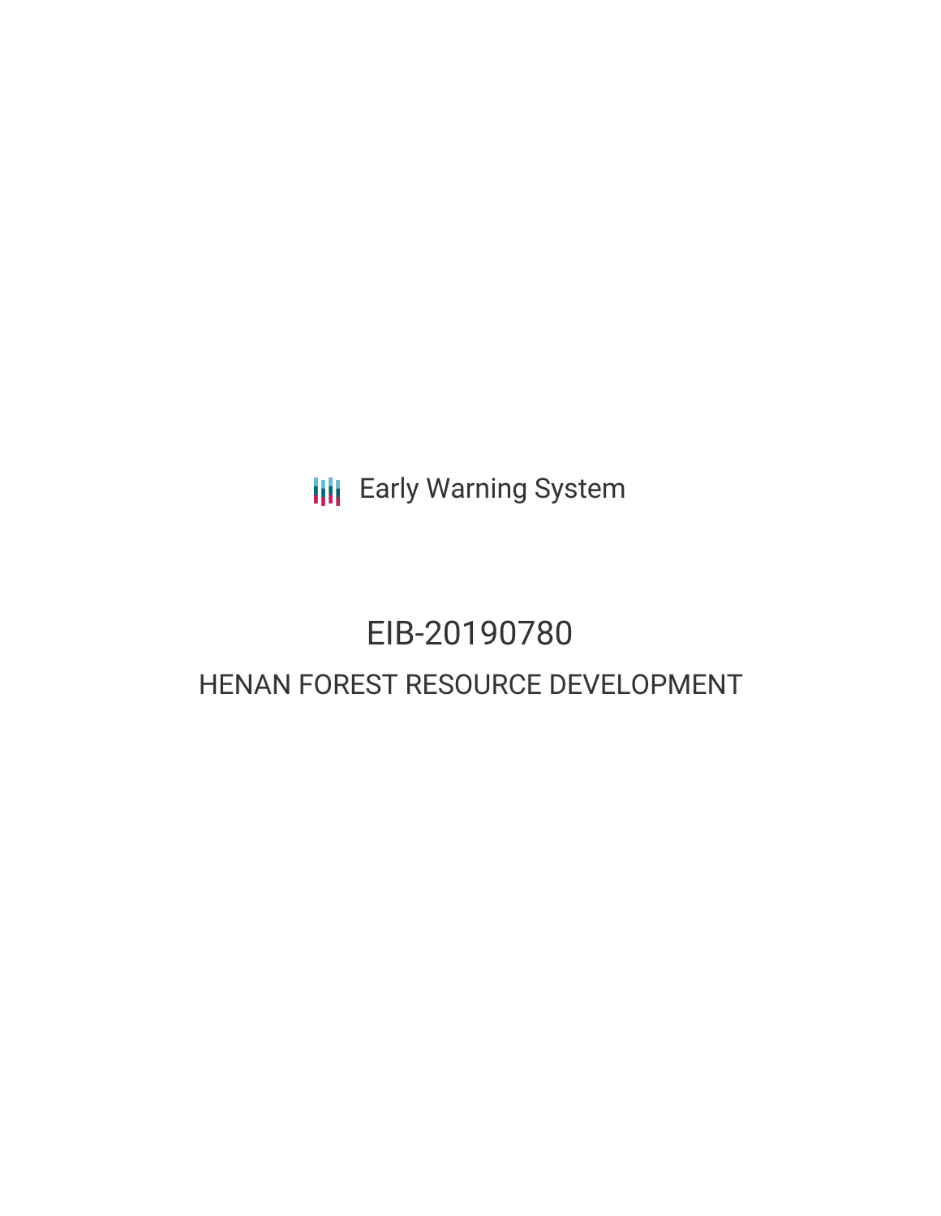Early Warning System

# EIB-20190780

## HENAN FOREST RESOURCE DEVELOPMENT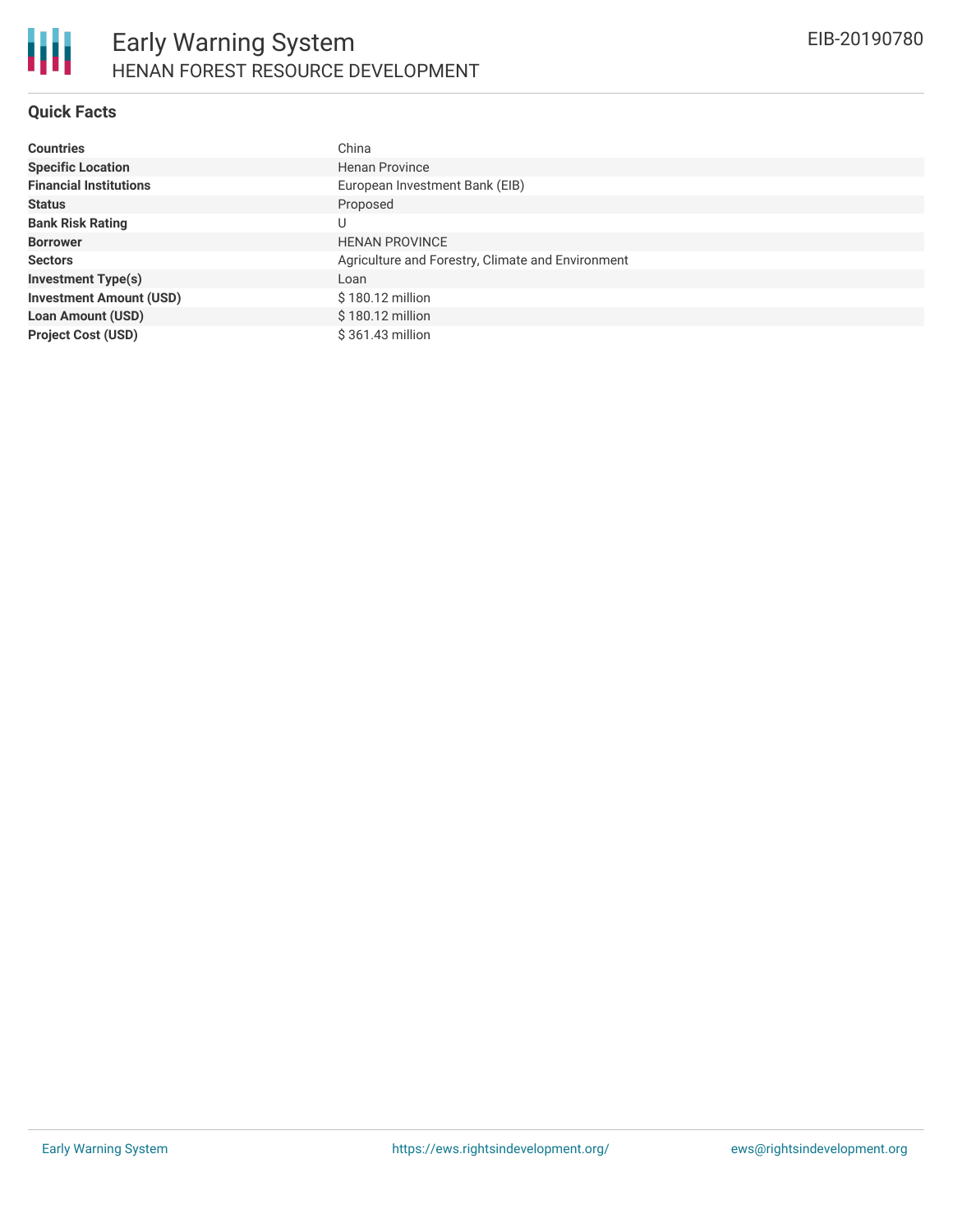# Early Warning System

## HENAN FOREST RESOURCE DEVELOPMENT

EIB-20190780

### Quick Facts

| | |
|---|---|
| **Countries** | China |
| **Specific Location** | Henan Province |
| **Financial Institutions** | European Investment Bank (EIB) |
| **Status** | Proposed |
| **Bank Risk Rating** | U |
| **Borrower** | HENAN PROVINCE |
| **Sectors** | Agriculture and Forestry, Climate and Environment |
| **Investment Type(s)** | Loan |
| **Investment Amount (USD)** | $ 180.12 million |
| **Loan Amount (USD)** | $ 180.12 million |
| **Project Cost (USD)** | $ 361.43 million |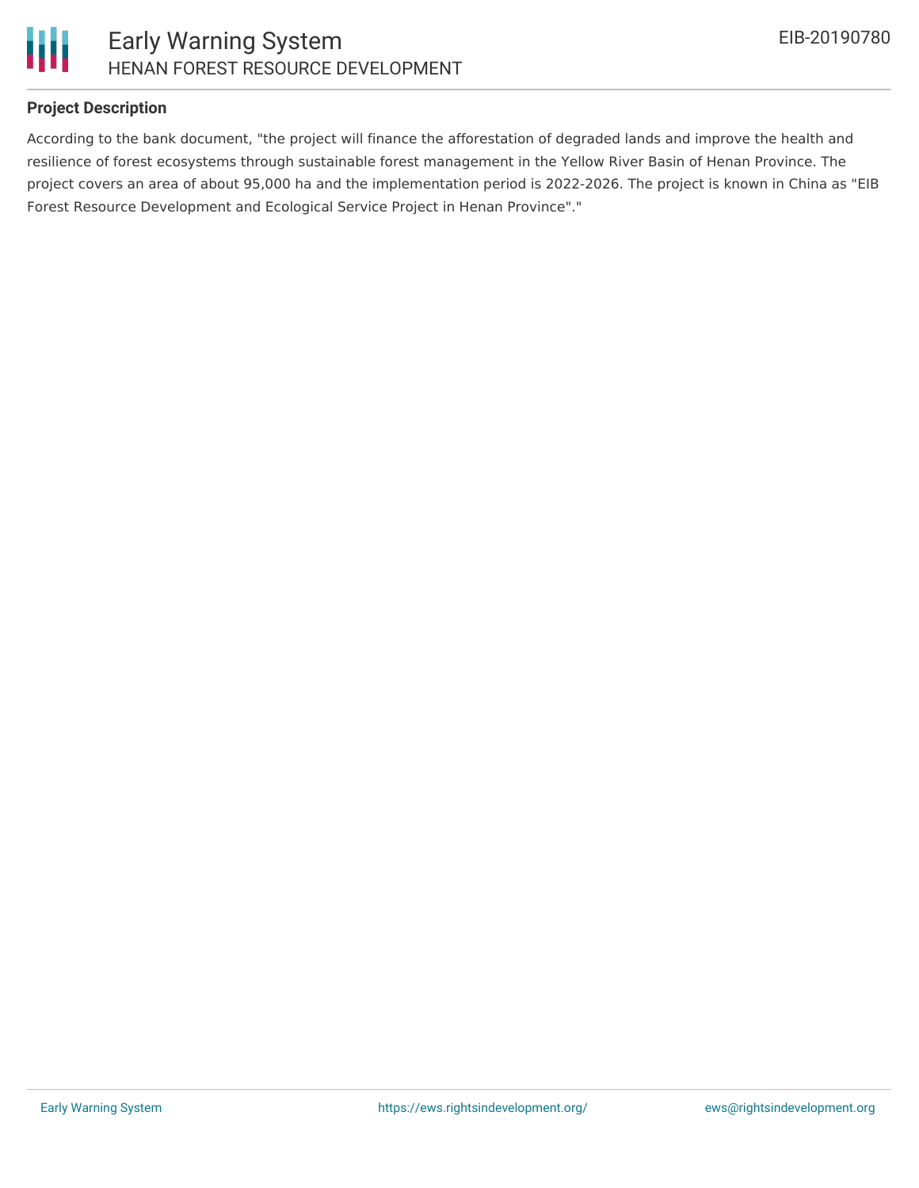**Project Description**

According to the bank document, "the project will finance the afforestation of degraded lands and improve the health and resilience of forest ecosystems through sustainable forest management in the Yellow River Basin of Henan Province. The project covers an area of about 95,000 ha and the implementation period is 2022-2026. The project is known in China as "EIB Forest Resource Development and Ecological Service Project in Henan Province"."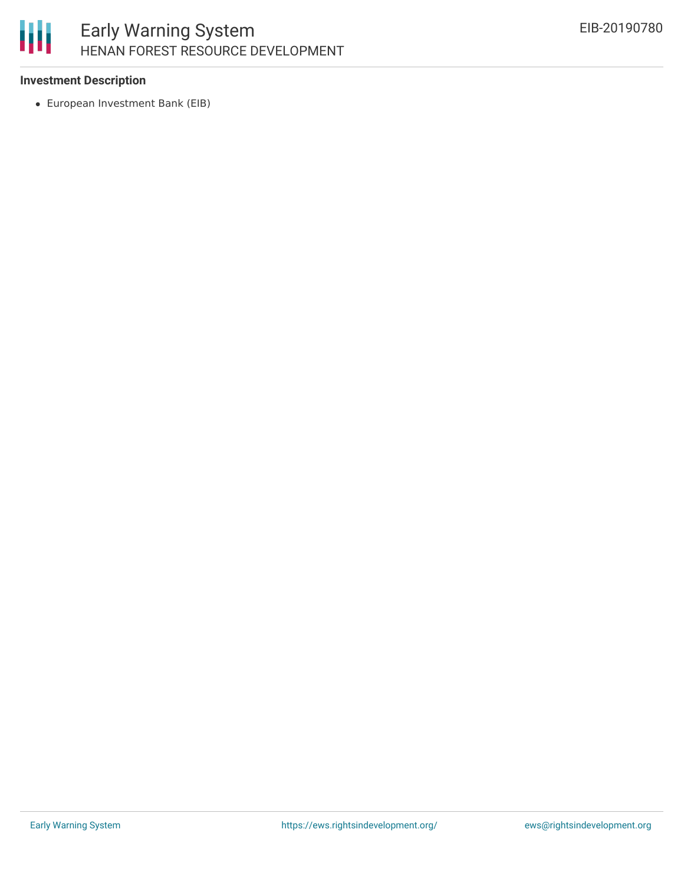**Investment Description**

- European Investment Bank (EIB)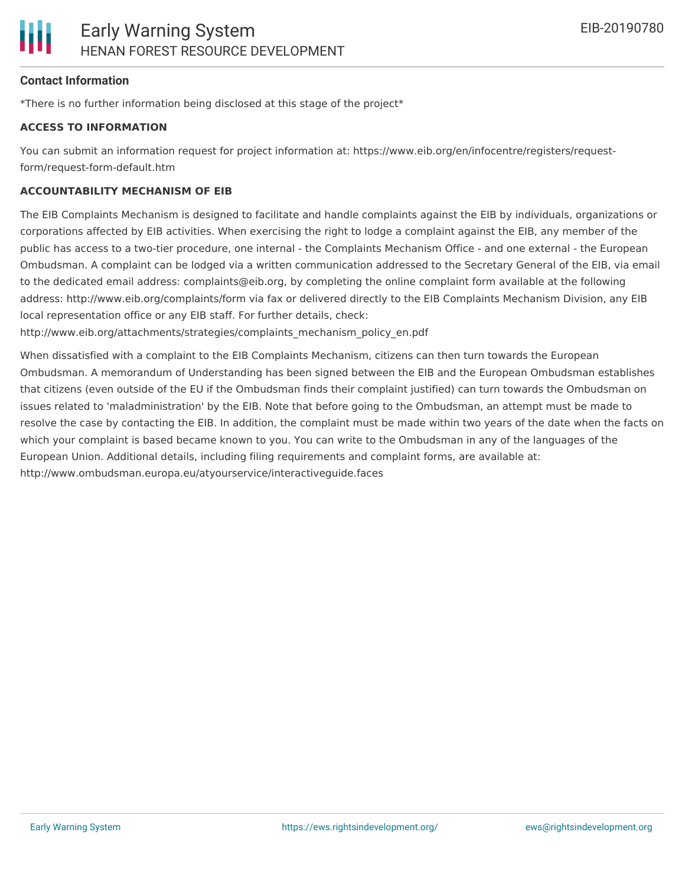**Contact Information**

*There is no further information being disclosed at this stage of the project*

**ACCESS TO INFORMATION**

You can submit an information request for project information at: https://www.eib.org/en/infocentre/registers/request-form/request-form-default.htm

**ACCOUNTABILITY MECHANISM OF EIB**

The EIB Complaints Mechanism is designed to facilitate and handle complaints against the EIB by individuals, organizations or corporations affected by EIB activities. When exercising the right to lodge a complaint against the EIB, any member of the public has access to a two-tier procedure, one internal - the Complaints Mechanism Office - and one external - the European Ombudsman. A complaint can be lodged via a written communication addressed to the Secretary General of the EIB, via email to the dedicated email address: complaints@eib.org, by completing the online complaint form available at the following address: http://www.eib.org/complaints/form via fax or delivered directly to the EIB Complaints Mechanism Division, any EIB local representation office or any EIB staff. For further details, check: http://www.eib.org/attachments/strategies/complaints_mechanism_policy_en.pdf

When dissatisfied with a complaint to the EIB Complaints Mechanism, citizens can then turn towards the European Ombudsman. A memorandum of Understanding has been signed between the EIB and the European Ombudsman establishes that citizens (even outside of the EU if the Ombudsman finds their complaint justified) can turn towards the Ombudsman on issues related to 'maladministration' by the EIB. Note that before going to the Ombudsman, an attempt must be made to resolve the case by contacting the EIB. In addition, the complaint must be made within two years of the date when the facts on which your complaint is based became known to you. You can write to the Ombudsman in any of the languages of the European Union. Additional details, including filing requirements and complaint forms, are available at: http://www.ombudsman.europa.eu/atyourservice/interactiveguide.faces